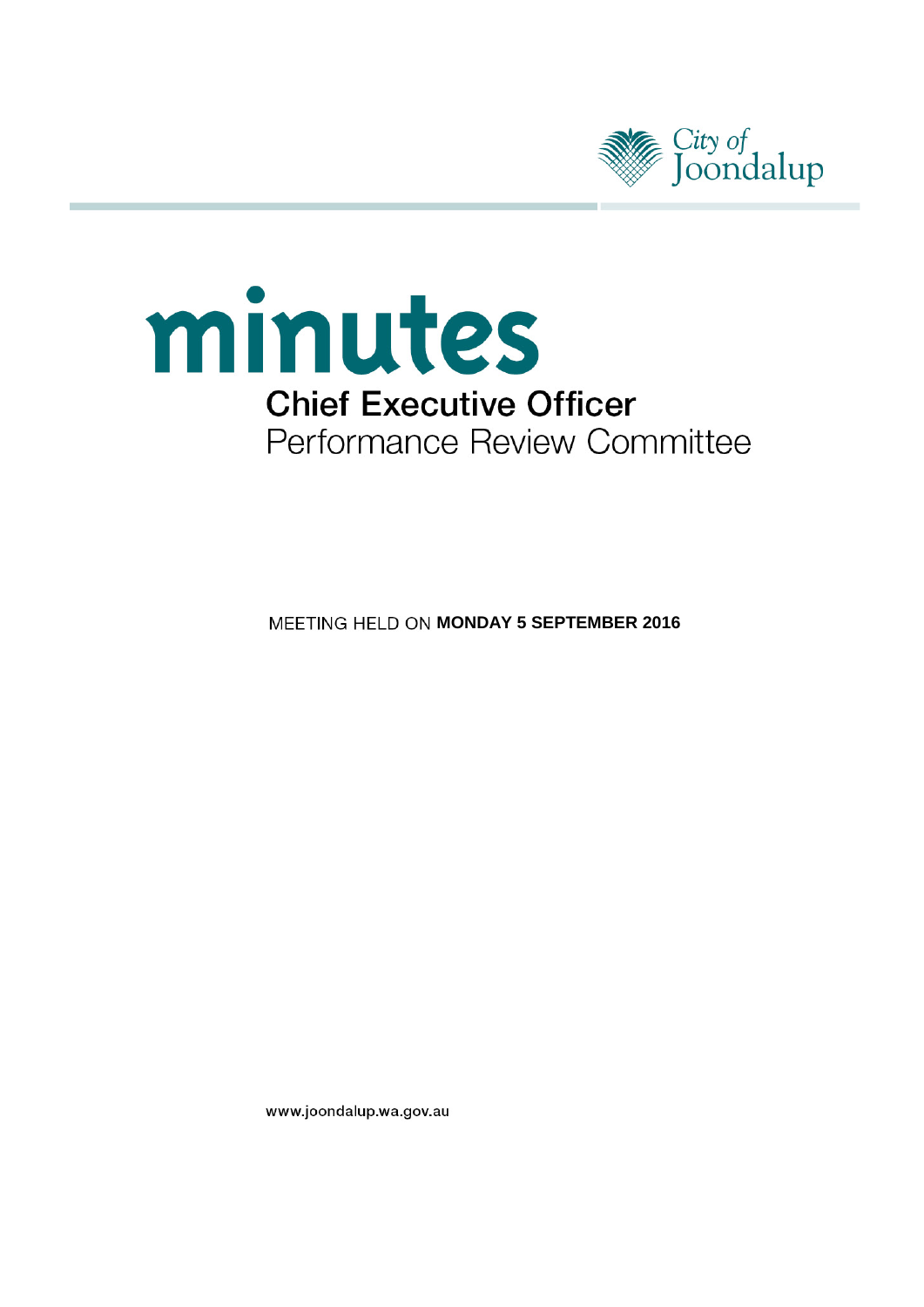City of Joondalup

# minutes

## Chief Executive Officer Performance Review Committee

MEETING HELD ON **MONDAY 5 SEPTEMBER 2016**

www.joondalup.wa.gov.au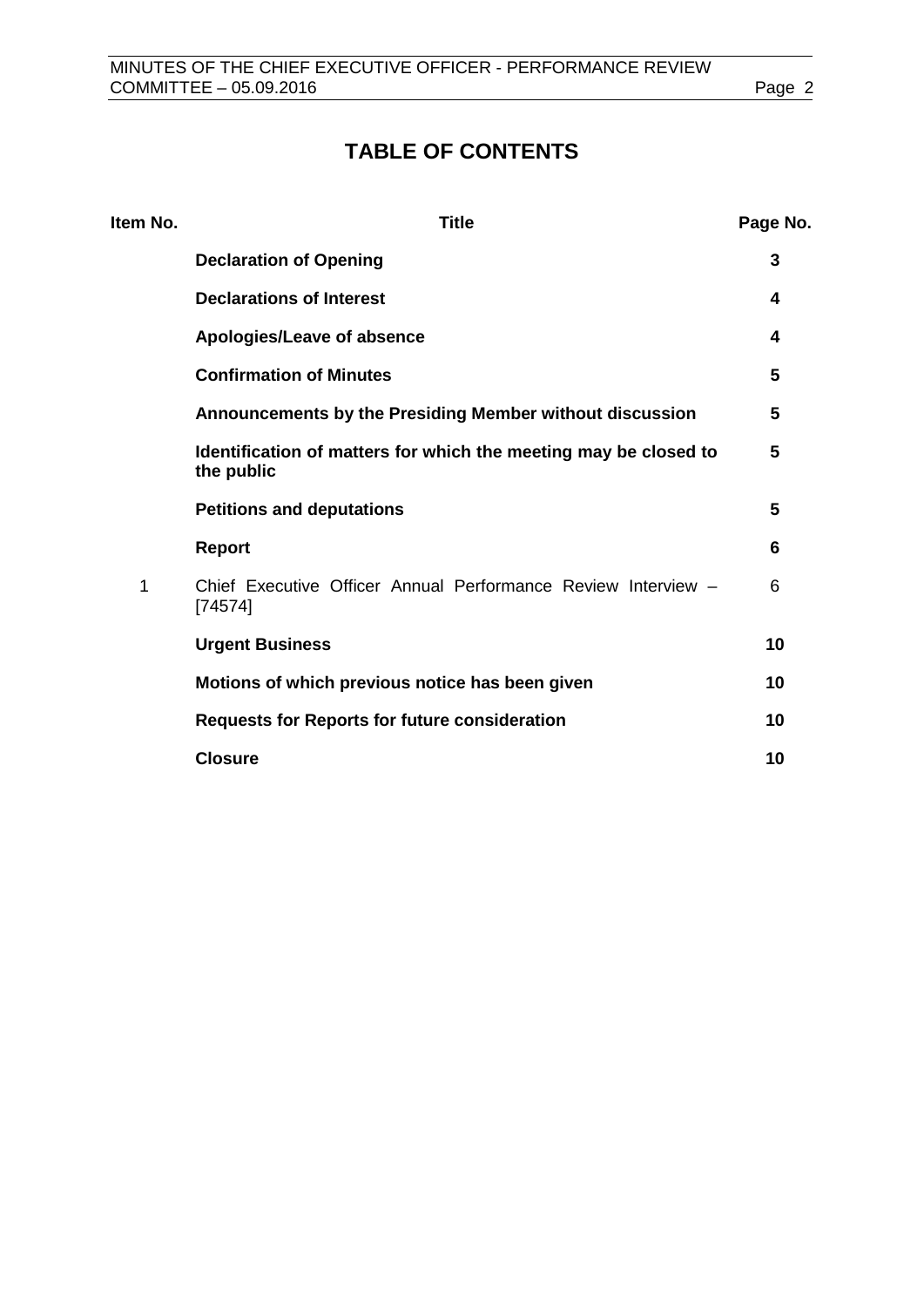# TABLE OF CONTENTS

| Item No. | Title | Page No. |
|---|---|---|
| | **Declaration of Opening** | **3** |
| | **Declarations of Interest** | **4** |
| | **Apologies/Leave of absence** | **4** |
| | **Confirmation of Minutes** | **5** |
| | **Announcements by the Presiding Member without discussion** | **5** |
| | **Identification of matters for which the meeting may be closed to the public** | **5** |
| | **Petitions and deputations** | **5** |
| | **Report** | **6** |
| 1 | Chief Executive Officer Annual Performance Review Interview – [74574] | 6 |
| | **Urgent Business** | **10** |
| | **Motions of which previous notice has been given** | **10** |
| | **Requests for Reports for future consideration** | **10** |
| | **Closure** | **10** |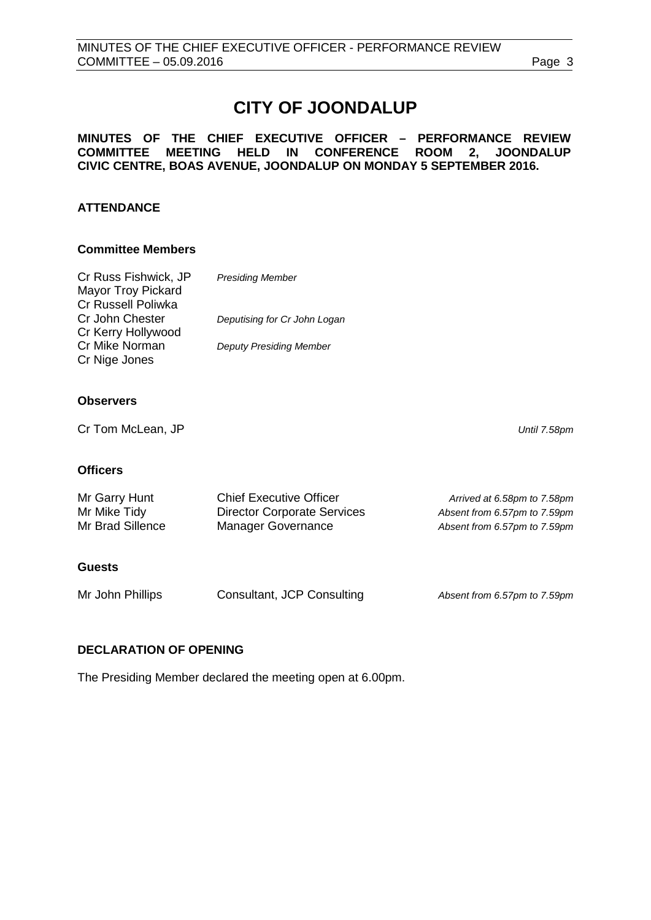# CITY OF JOONDALUP

**MINUTES OF THE CHIEF EXECUTIVE OFFICER – PERFORMANCE REVIEW COMMITTEE MEETING HELD IN CONFERENCE ROOM 2, JOONDALUP CIVIC CENTRE, BOAS AVENUE, JOONDALUP ON MONDAY 5 SEPTEMBER 2016.**

## ATTENDANCE

### Committee Members

| | |
|---|---|
| Cr Russ Fishwick, JP | *Presiding Member* |
| Mayor Troy Pickard | |
| Cr Russell Poliwka | |
| Cr John Chester | *Deputising for Cr John Logan* |
| Cr Kerry Hollywood | |
| Cr Mike Norman | *Deputy Presiding Member* |
| Cr Nige Jones | |

### Observers

| | |
|---|---|
| Cr Tom McLean, JP | *Until 7.58pm* |

### Officers

| | | |
|---|---|---|
| Mr Garry Hunt | Chief Executive Officer | *Arrived at 6.58pm to 7.58pm* |
| Mr Mike Tidy | Director Corporate Services | *Absent from 6.57pm to 7.59pm* |
| Mr Brad Sillence | Manager Governance | *Absent from 6.57pm to 7.59pm* |

### Guests

| | | |
|---|---|---|
| Mr John Phillips | Consultant, JCP Consulting | *Absent from 6.57pm to 7.59pm* |

## DECLARATION OF OPENING

The Presiding Member declared the meeting open at 6.00pm.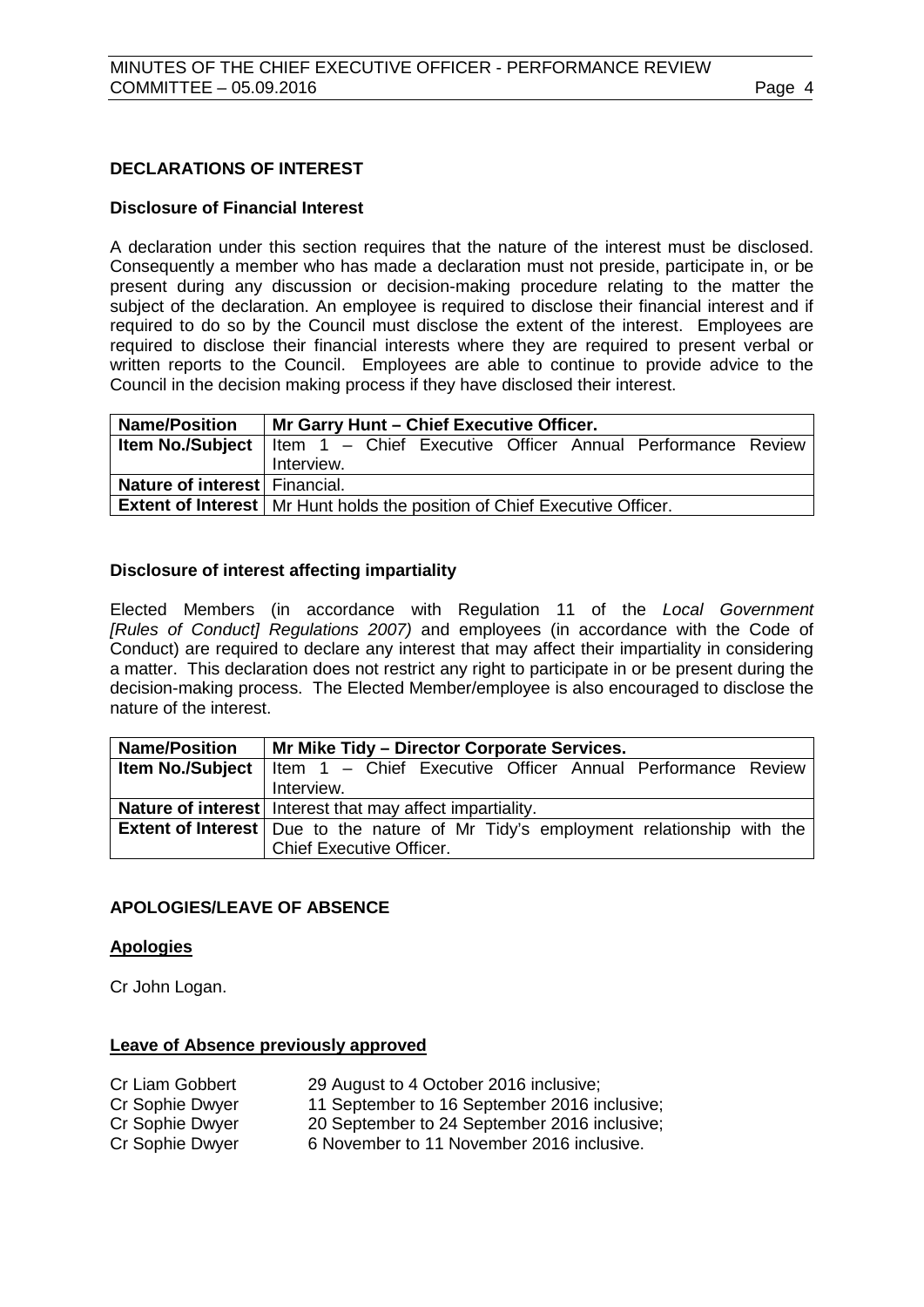## DECLARATIONS OF INTEREST

### Disclosure of Financial Interest

A declaration under this section requires that the nature of the interest must be disclosed. Consequently a member who has made a declaration must not preside, participate in, or be present during any discussion or decision-making procedure relating to the matter the subject of the declaration. An employee is required to disclose their financial interest and if required to do so by the Council must disclose the extent of the interest. Employees are required to disclose their financial interests where they are required to present verbal or written reports to the Council. Employees are able to continue to provide advice to the Council in the decision making process if they have disclosed their interest.

| **Name/Position** | **Mr Garry Hunt – Chief Executive Officer.** |
|---|---|
| **Item No./Subject** | Item 1 – Chief Executive Officer Annual Performance Review Interview. |
| **Nature of interest** | Financial. |
| **Extent of Interest** | Mr Hunt holds the position of Chief Executive Officer. |

### Disclosure of interest affecting impartiality

Elected Members (in accordance with Regulation 11 of the *Local Government [Rules of Conduct] Regulations 2007)* and employees (in accordance with the Code of Conduct) are required to declare any interest that may affect their impartiality in considering a matter. This declaration does not restrict any right to participate in or be present during the decision-making process. The Elected Member/employee is also encouraged to disclose the nature of the interest.

| **Name/Position** | **Mr Mike Tidy – Director Corporate Services.** |
|---|---|
| **Item No./Subject** | Item 1 – Chief Executive Officer Annual Performance Review Interview. |
| **Nature of interest** | Interest that may affect impartiality. |
| **Extent of Interest** | Due to the nature of Mr Tidy's employment relationship with the Chief Executive Officer. |

## APOLOGIES/LEAVE OF ABSENCE

### Apologies

Cr John Logan.

### Leave of Absence previously approved

| | |
|---|---|
| Cr Liam Gobbert | 29 August to 4 October 2016 inclusive; |
| Cr Sophie Dwyer | 11 September to 16 September 2016 inclusive; |
| Cr Sophie Dwyer | 20 September to 24 September 2016 inclusive; |
| Cr Sophie Dwyer | 6 November to 11 November 2016 inclusive. |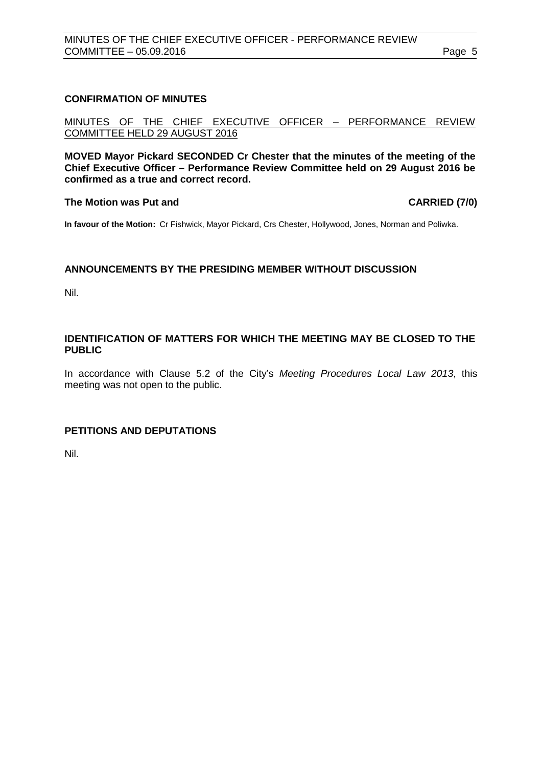## CONFIRMATION OF MINUTES

MINUTES OF THE CHIEF EXECUTIVE OFFICER – PERFORMANCE REVIEW COMMITTEE HELD 29 AUGUST 2016

**MOVED Mayor Pickard SECONDED Cr Chester that the minutes of the meeting of the Chief Executive Officer – Performance Review Committee held on 29 August 2016 be confirmed as a true and correct record.**

**The Motion was Put and CARRIED (7/0)**

**In favour of the Motion:** Cr Fishwick, Mayor Pickard, Crs Chester, Hollywood, Jones, Norman and Poliwka.

## ANNOUNCEMENTS BY THE PRESIDING MEMBER WITHOUT DISCUSSION

Nil.

## IDENTIFICATION OF MATTERS FOR WHICH THE MEETING MAY BE CLOSED TO THE PUBLIC

In accordance with Clause 5.2 of the City's *Meeting Procedures Local Law 2013*, this meeting was not open to the public.

## PETITIONS AND DEPUTATIONS

Nil.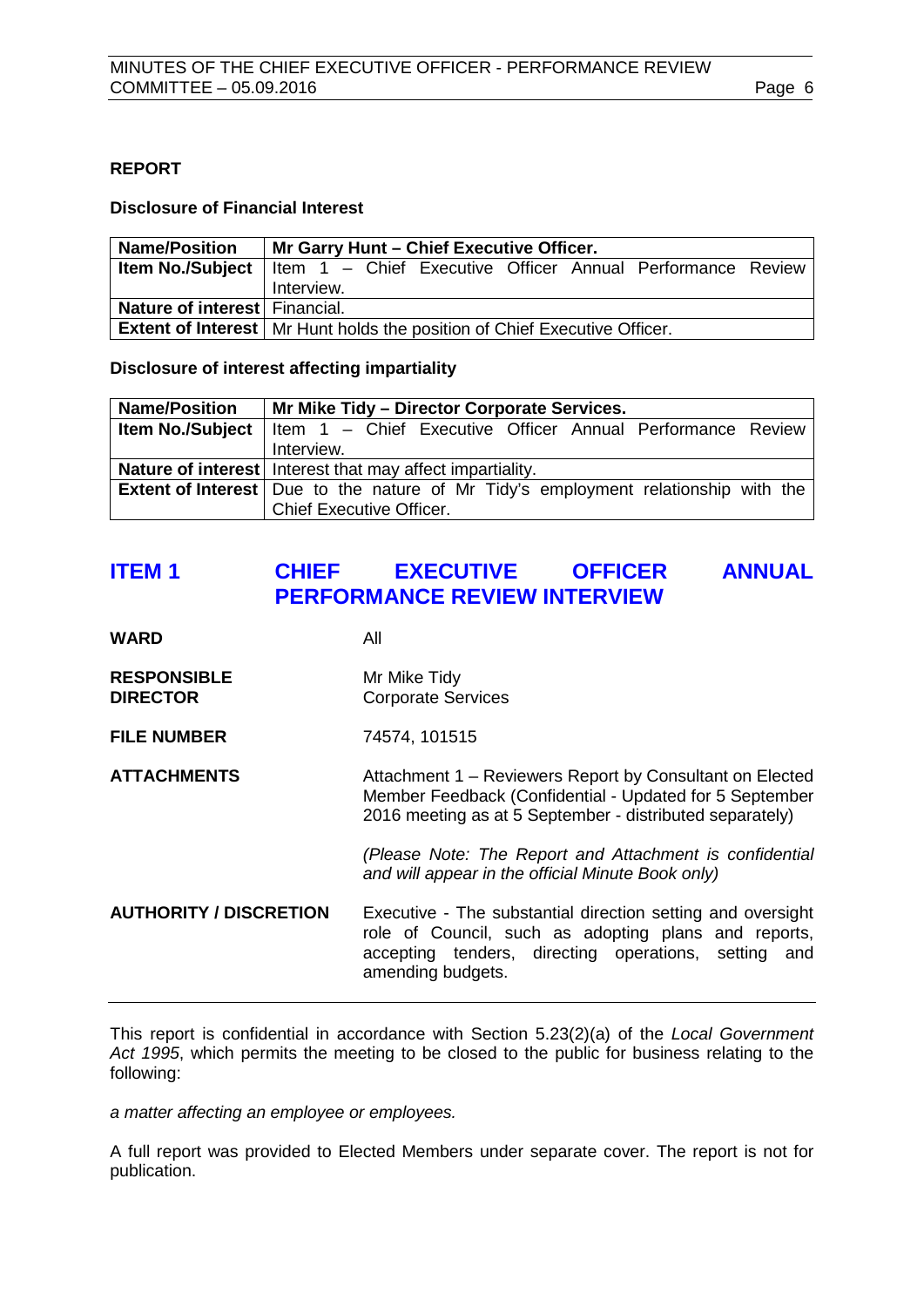**REPORT**

**Disclosure of Financial Interest**

| **Name/Position** | **Mr Garry Hunt – Chief Executive Officer.** |
|---|---|
| **Item No./Subject** | Item 1 – Chief Executive Officer Annual Performance Review Interview. |
| **Nature of interest** | Financial. |
| **Extent of Interest** | Mr Hunt holds the position of Chief Executive Officer. |

**Disclosure of interest affecting impartiality**

| **Name/Position** | **Mr Mike Tidy – Director Corporate Services.** |
|---|---|
| **Item No./Subject** | Item 1 – Chief Executive Officer Annual Performance Review Interview. |
| **Nature of interest** | Interest that may affect impartiality. |
| **Extent of Interest** | Due to the nature of Mr Tidy's employment relationship with the Chief Executive Officer. |

## ITEM 1 CHIEF EXECUTIVE OFFICER ANNUAL PERFORMANCE REVIEW INTERVIEW

**WARD** All

**RESPONSIBLE DIRECTOR** Mr Mike Tidy
Corporate Services

**FILE NUMBER** 74574, 101515

**ATTACHMENTS** Attachment 1 – Reviewers Report by Consultant on Elected Member Feedback (Confidential - Updated for 5 September 2016 meeting as at 5 September - distributed separately)

*(Please Note: The Report and Attachment is confidential and will appear in the official Minute Book only)*

**AUTHORITY / DISCRETION** Executive - The substantial direction setting and oversight role of Council, such as adopting plans and reports, accepting tenders, directing operations, setting and amending budgets.

---

This report is confidential in accordance with Section 5.23(2)(a) of the *Local Government Act 1995*, which permits the meeting to be closed to the public for business relating to the following:

*a matter affecting an employee or employees.*

A full report was provided to Elected Members under separate cover. The report is not for publication.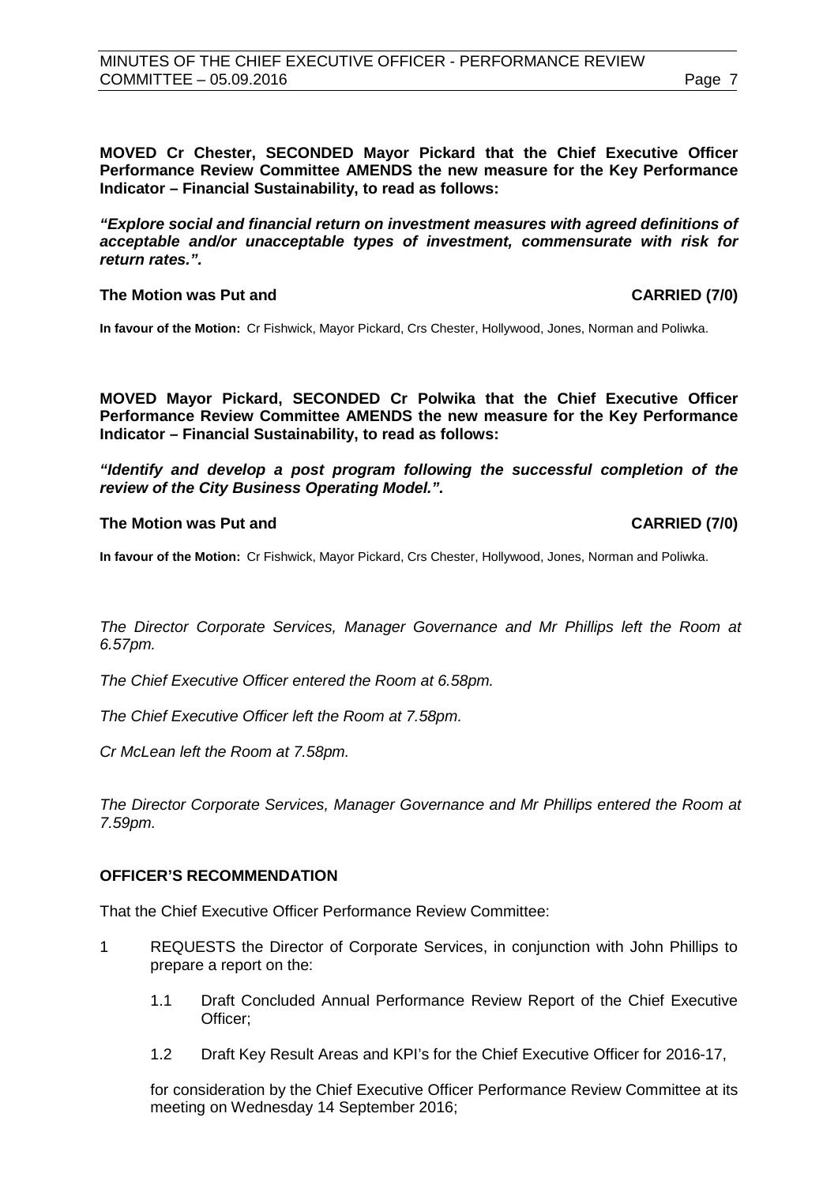**MOVED Cr Chester, SECONDED Mayor Pickard that the Chief Executive Officer Performance Review Committee AMENDS the new measure for the Key Performance Indicator – Financial Sustainability, to read as follows:**

***"Explore social and financial return on investment measures with agreed definitions of acceptable and/or unacceptable types of investment, commensurate with risk for return rates.".***

**The Motion was Put and CARRIED (7/0)**

**In favour of the Motion:** Cr Fishwick, Mayor Pickard, Crs Chester, Hollywood, Jones, Norman and Poliwka.

**MOVED Mayor Pickard, SECONDED Cr Polwika that the Chief Executive Officer Performance Review Committee AMENDS the new measure for the Key Performance Indicator – Financial Sustainability, to read as follows:**

***"Identify and develop a post program following the successful completion of the review of the City Business Operating Model.".***

**The Motion was Put and CARRIED (7/0)**

**In favour of the Motion:** Cr Fishwick, Mayor Pickard, Crs Chester, Hollywood, Jones, Norman and Poliwka.

*The Director Corporate Services, Manager Governance and Mr Phillips left the Room at 6.57pm.*

*The Chief Executive Officer entered the Room at 6.58pm.*

*The Chief Executive Officer left the Room at 7.58pm.*

*Cr McLean left the Room at 7.58pm.*

*The Director Corporate Services, Manager Governance and Mr Phillips entered the Room at 7.59pm.*

**OFFICER'S RECOMMENDATION**

That the Chief Executive Officer Performance Review Committee:

1 REQUESTS the Director of Corporate Services, in conjunction with John Phillips to prepare a report on the:

   1.1 Draft Concluded Annual Performance Review Report of the Chief Executive Officer;

   1.2 Draft Key Result Areas and KPI's for the Chief Executive Officer for 2016-17,

   for consideration by the Chief Executive Officer Performance Review Committee at its meeting on Wednesday 14 September 2016;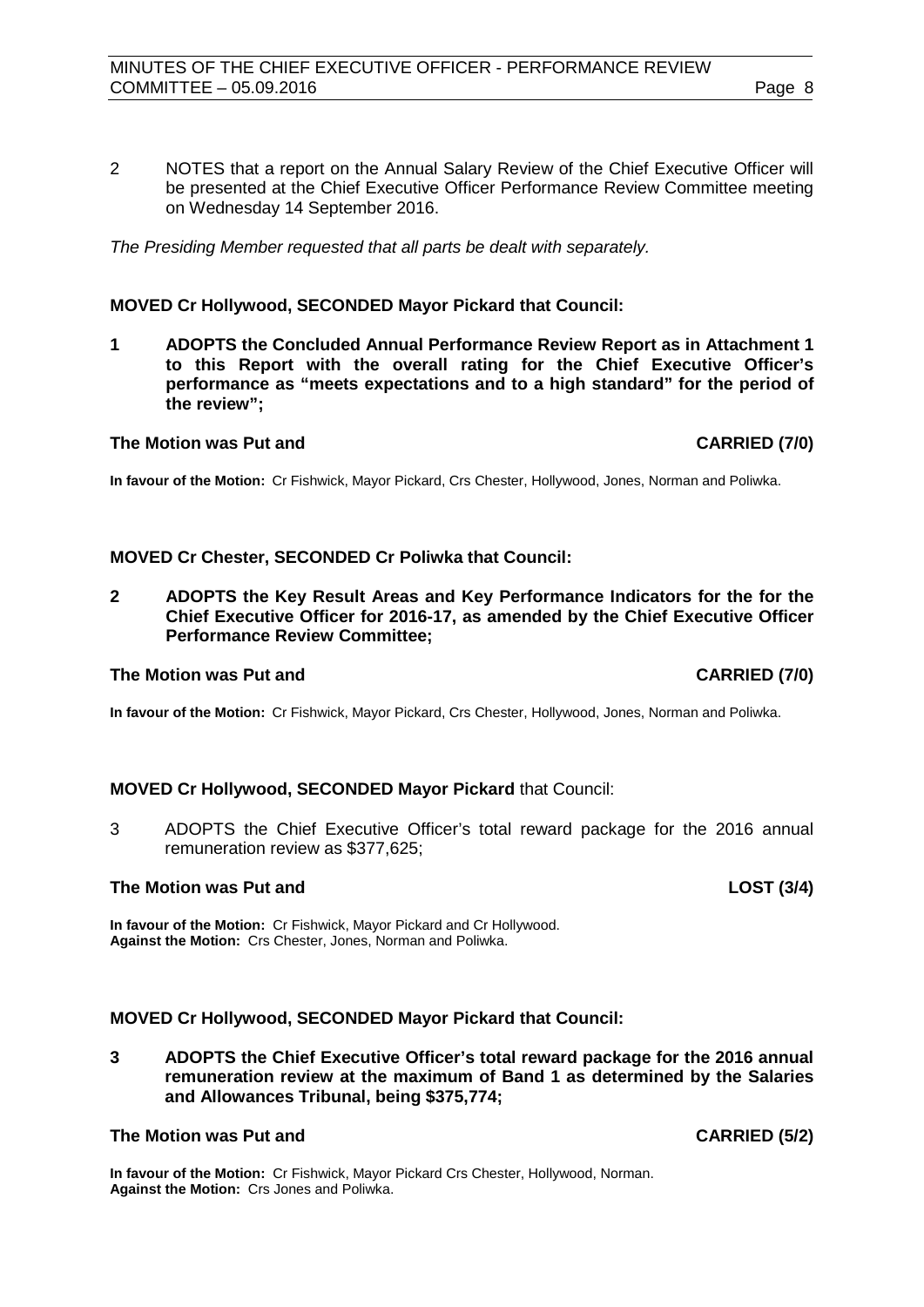2 NOTES that a report on the Annual Salary Review of the Chief Executive Officer will be presented at the Chief Executive Officer Performance Review Committee meeting on Wednesday 14 September 2016.

*The Presiding Member requested that all parts be dealt with separately.*

**MOVED Cr Hollywood, SECONDED Mayor Pickard that Council:**

**1 ADOPTS the Concluded Annual Performance Review Report as in Attachment 1 to this Report with the overall rating for the Chief Executive Officer's performance as "meets expectations and to a high standard" for the period of the review";**

**The Motion was Put and CARRIED (7/0)**

**In favour of the Motion:** Cr Fishwick, Mayor Pickard, Crs Chester, Hollywood, Jones, Norman and Poliwka.

**MOVED Cr Chester, SECONDED Cr Poliwka that Council:**

**2 ADOPTS the Key Result Areas and Key Performance Indicators for the for the Chief Executive Officer for 2016-17, as amended by the Chief Executive Officer Performance Review Committee;**

**The Motion was Put and CARRIED (7/0)**

**In favour of the Motion:** Cr Fishwick, Mayor Pickard, Crs Chester, Hollywood, Jones, Norman and Poliwka.

**MOVED Cr Hollywood, SECONDED Mayor Pickard** that Council:

3 ADOPTS the Chief Executive Officer's total reward package for the 2016 annual remuneration review as $377,625;

**The Motion was Put and LOST (3/4)**

**In favour of the Motion:** Cr Fishwick, Mayor Pickard and Cr Hollywood.
**Against the Motion:** Crs Chester, Jones, Norman and Poliwka.

**MOVED Cr Hollywood, SECONDED Mayor Pickard that Council:**

**3 ADOPTS the Chief Executive Officer's total reward package for the 2016 annual remuneration review at the maximum of Band 1 as determined by the Salaries and Allowances Tribunal, being $375,774;**

**The Motion was Put and CARRIED (5/2)**

**In favour of the Motion:** Cr Fishwick, Mayor Pickard Crs Chester, Hollywood, Norman.
**Against the Motion:** Crs Jones and Poliwka.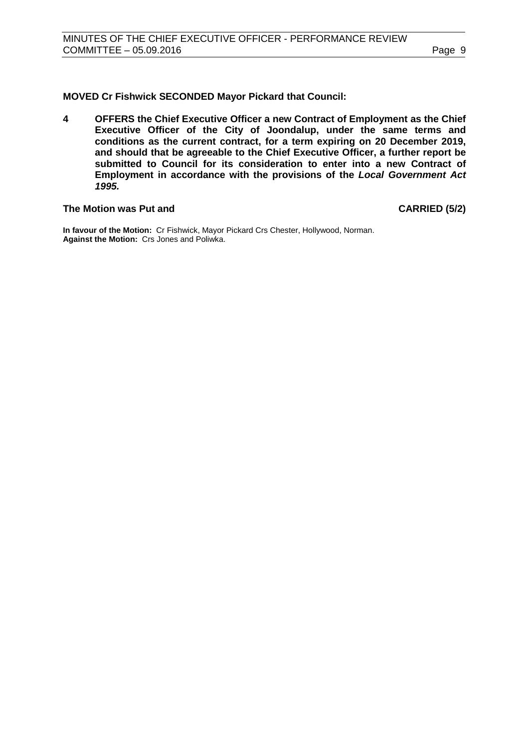**MOVED Cr Fishwick SECONDED Mayor Pickard that Council:**

**4 OFFERS the Chief Executive Officer a new Contract of Employment as the Chief Executive Officer of the City of Joondalup, under the same terms and conditions as the current contract, for a term expiring on 20 December 2019, and should that be agreeable to the Chief Executive Officer, a further report be submitted to Council for its consideration to enter into a new Contract of Employment in accordance with the provisions of the *Local Government Act 1995.***

**The Motion was Put and CARRIED (5/2)**

**In favour of the Motion:** Cr Fishwick, Mayor Pickard Crs Chester, Hollywood, Norman.
**Against the Motion:** Crs Jones and Poliwka.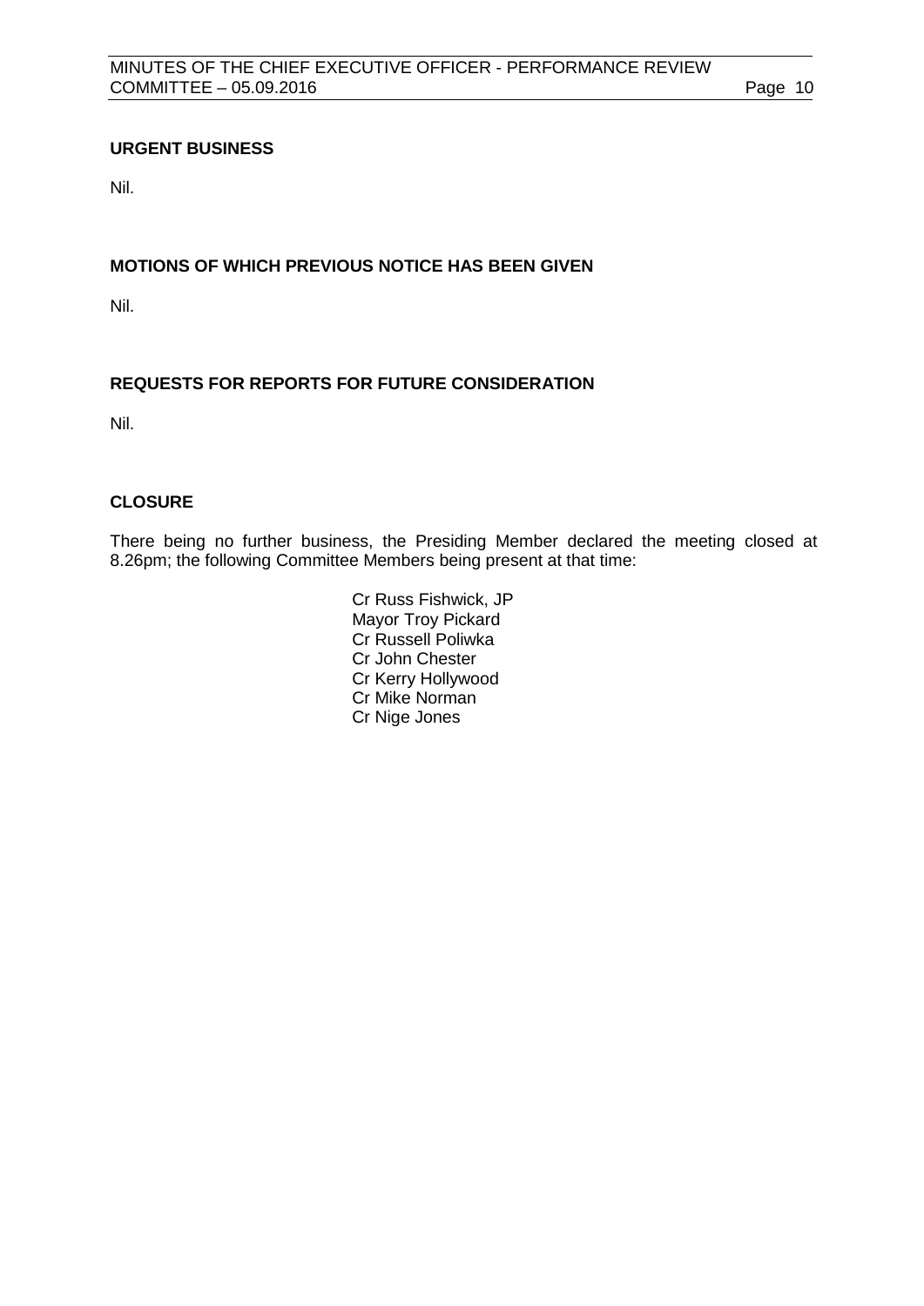## URGENT BUSINESS

Nil.

## MOTIONS OF WHICH PREVIOUS NOTICE HAS BEEN GIVEN

Nil.

## REQUESTS FOR REPORTS FOR FUTURE CONSIDERATION

Nil.

## CLOSURE

There being no further business, the Presiding Member declared the meeting closed at 8.26pm; the following Committee Members being present at that time:

Cr Russ Fishwick, JP  
Mayor Troy Pickard  
Cr Russell Poliwka  
Cr John Chester  
Cr Kerry Hollywood  
Cr Mike Norman  
Cr Nige Jones